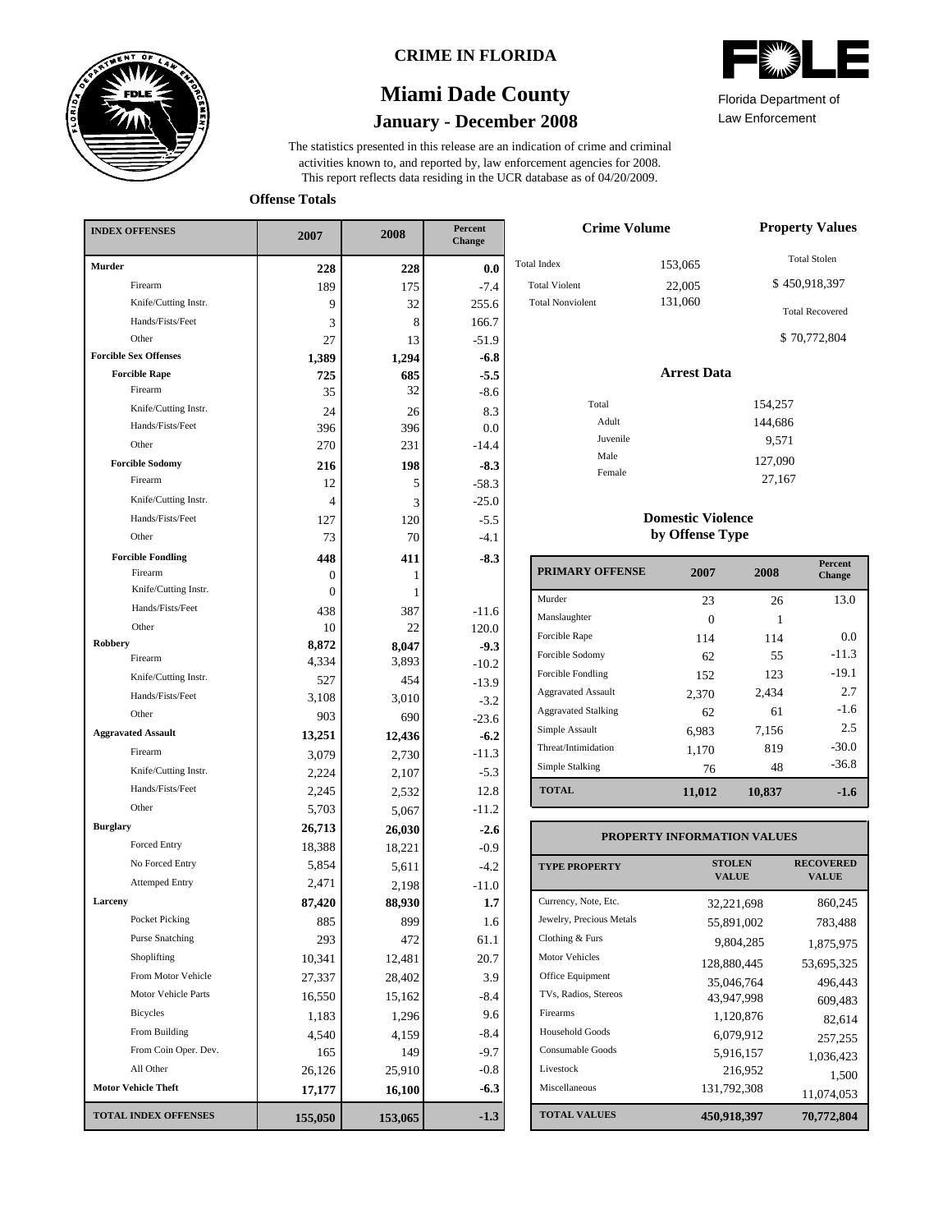# CRIME IN FLORIDA

## Miami Dade County

### January - December 2008

Florida Department of Law Enforcement

The statistics presented in this release are an indication of crime and criminal activities known to, and reported by, law enforcement agencies for 2008. This report reflects data residing in the UCR database as of 04/20/2009.

**Offense Totals**

| INDEX OFFENSES | 2007 | 2008 | Percent Change |
|---|---|---|---|
| **Murder** | **228** | **228** | **0.0** |
| Firearm | 189 | 175 | -7.4 |
| Knife/Cutting Instr. | 9 | 32 | 255.6 |
| Hands/Fists/Feet | 3 | 8 | 166.7 |
| Other | 27 | 13 | -51.9 |
| **Forcible Sex Offenses** | **1,389** | **1,294** | **-6.8** |
| **Forcible Rape** | **725** | **685** | **-5.5** |
| Firearm | 35 | 32 | -8.6 |
| Knife/Cutting Instr. | 24 | 26 | 8.3 |
| Hands/Fists/Feet | 396 | 396 | 0.0 |
| Other | 270 | 231 | -14.4 |
| **Forcible Sodomy** | **216** | **198** | **-8.3** |
| Firearm | 12 | 5 | -58.3 |
| Knife/Cutting Instr. | 4 | 3 | -25.0 |
| Hands/Fists/Feet | 127 | 120 | -5.5 |
| Other | 73 | 70 | -4.1 |
| **Forcible Fondling** | **448** | **411** | **-8.3** |
| Firearm | 0 | 1 | |
| Knife/Cutting Instr. | 0 | 1 | |
| Hands/Fists/Feet | 438 | 387 | -11.6 |
| Other | 10 | 22 | 120.0 |
| **Robbery** | **8,872** | **8,047** | **-9.3** |
| Firearm | 4,334 | 3,893 | -10.2 |
| Knife/Cutting Instr. | 527 | 454 | -13.9 |
| Hands/Fists/Feet | 3,108 | 3,010 | -3.2 |
| Other | 903 | 690 | -23.6 |
| **Aggravated Assault** | **13,251** | **12,436** | **-6.2** |
| Firearm | 3,079 | 2,730 | -11.3 |
| Knife/Cutting Instr. | 2,224 | 2,107 | -5.3 |
| Hands/Fists/Feet | 2,245 | 2,532 | 12.8 |
| Other | 5,703 | 5,067 | -11.2 |
| **Burglary** | **26,713** | **26,030** | **-2.6** |
| Forced Entry | 18,388 | 18,221 | -0.9 |
| No Forced Entry | 5,854 | 5,611 | -4.2 |
| Attemped Entry | 2,471 | 2,198 | -11.0 |
| **Larceny** | **87,420** | **88,930** | **1.7** |
| Pocket Picking | 885 | 899 | 1.6 |
| Purse Snatching | 293 | 472 | 61.1 |
| Shoplifting | 10,341 | 12,481 | 20.7 |
| From Motor Vehicle | 27,337 | 28,402 | 3.9 |
| Motor Vehicle Parts | 16,550 | 15,162 | -8.4 |
| Bicycles | 1,183 | 1,296 | 9.6 |
| From Building | 4,540 | 4,159 | -8.4 |
| From Coin Oper. Dev. | 165 | 149 | -9.7 |
| All Other | 26,126 | 25,910 | -0.8 |
| **Motor Vehicle Theft** | **17,177** | **16,100** | **-6.3** |
| **TOTAL INDEX OFFENSES** | **155,050** | **153,065** | **-1.3** |

**Crime Volume**

| | |
|---|---|
| Total Index | 153,065 |
| Total Violent | 22,005 |
| Total Nonviolent | 131,060 |

**Property Values**

Total Stolen: $ 450,918,397

Total Recovered: $ 70,772,804

**Arrest Data**

| | |
|---|---|
| Total | 154,257 |
| Adult | 144,686 |
| Juvenile | 9,571 |
| Male | 127,090 |
| Female | 27,167 |

**Domestic Violence by Offense Type**

| PRIMARY OFFENSE | 2007 | 2008 | Percent Change |
|---|---|---|---|
| Murder | 23 | 26 | 13.0 |
| Manslaughter | 0 | 1 | |
| Forcible Rape | 114 | 114 | 0.0 |
| Forcible Sodomy | 62 | 55 | -11.3 |
| Forcible Fondling | 152 | 123 | -19.1 |
| Aggravated Assault | 2,370 | 2,434 | 2.7 |
| Aggravated Stalking | 62 | 61 | -1.6 |
| Simple Assault | 6,983 | 7,156 | 2.5 |
| Threat/Intimidation | 1,170 | 819 | -30.0 |
| Simple Stalking | 76 | 48 | -36.8 |
| **TOTAL** | **11,012** | **10,837** | **-1.6** |

**PROPERTY INFORMATION VALUES**

| TYPE PROPERTY | STOLEN VALUE | RECOVERED VALUE |
|---|---|---|
| Currency, Note, Etc. | 32,221,698 | 860,245 |
| Jewelry, Precious Metals | 55,891,002 | 783,488 |
| Clothing & Furs | 9,804,285 | 1,875,975 |
| Motor Vehicles | 128,880,445 | 53,695,325 |
| Office Equipment | 35,046,764 | 496,443 |
| TVs, Radios, Stereos | 43,947,998 | 609,483 |
| Firearms | 1,120,876 | 82,614 |
| Household Goods | 6,079,912 | 257,255 |
| Consumable Goods | 5,916,157 | 1,036,423 |
| Livestock | 216,952 | 1,500 |
| Miscellaneous | 131,792,308 | 11,074,053 |
| **TOTAL VALUES** | **450,918,397** | **70,772,804** |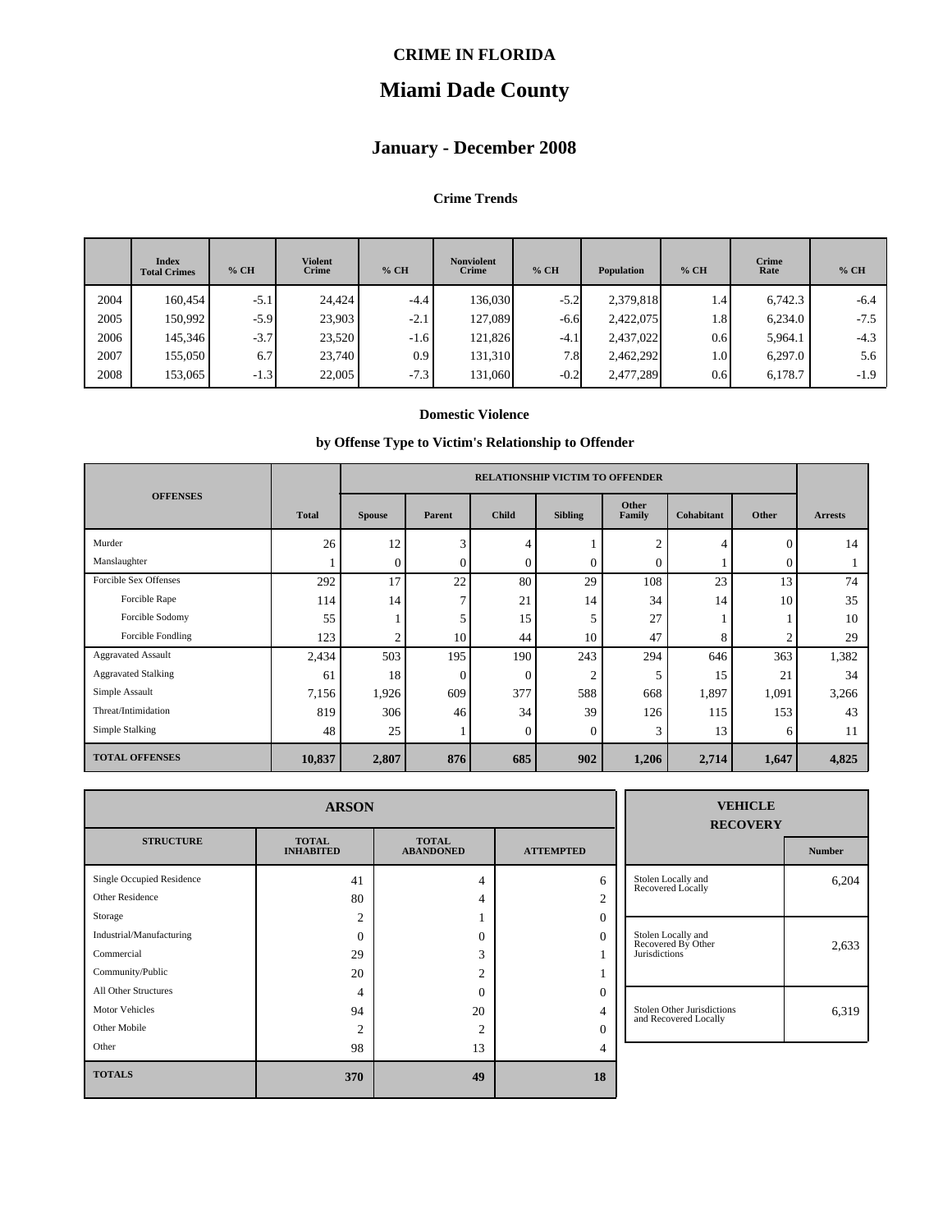**CRIME IN FLORIDA**

# Miami Dade County

## January - December 2008

### Crime Trends

| | Index Total Crimes | % CH | Violent Crime | % CH | Nonviolent Crime | % CH | Population | % CH | Crime Rate | % CH |
|---|---|---|---|---|---|---|---|---|---|---|
| 2004 | 160,454 | -5.1 | 24,424 | -4.4 | 136,030 | -5.2 | 2,379,818 | 1.4 | 6,742.3 | -6.4 |
| 2005 | 150,992 | -5.9 | 23,903 | -2.1 | 127,089 | -6.6 | 2,422,075 | 1.8 | 6,234.0 | -7.5 |
| 2006 | 145,346 | -3.7 | 23,520 | -1.6 | 121,826 | -4.1 | 2,437,022 | 0.6 | 5,964.1 | -4.3 |
| 2007 | 155,050 | 6.7 | 23,740 | 0.9 | 131,310 | 7.8 | 2,462,292 | 1.0 | 6,297.0 | 5.6 |
| 2008 | 153,065 | -1.3 | 22,005 | -7.3 | 131,060 | -0.2 | 2,477,289 | 0.6 | 6,178.7 | -1.9 |

### Domestic Violence

### by Offense Type to Victim's Relationship to Offender

| OFFENSES | Total | RELATIONSHIP VICTIM TO OFFENDER | | | | | | | Arrests |
|---|---|---|---|---|---|---|---|---|---|
| | | Spouse | Parent | Child | Sibling | Other Family | Cohabitant | Other | |
| Murder | 26 | 12 | 3 | 4 | 1 | 2 | 4 | 0 | 14 |
| Manslaughter | 1 | 0 | 0 | 0 | 0 | 0 | 1 | 0 | 1 |
| Forcible Sex Offenses | 292 | 17 | 22 | 80 | 29 | 108 | 23 | 13 | 74 |
| Forcible Rape | 114 | 14 | 7 | 21 | 14 | 34 | 14 | 10 | 35 |
| Forcible Sodomy | 55 | 1 | 5 | 15 | 5 | 27 | 1 | 1 | 10 |
| Forcible Fondling | 123 | 2 | 10 | 44 | 10 | 47 | 8 | 2 | 29 |
| Aggravated Assault | 2,434 | 503 | 195 | 190 | 243 | 294 | 646 | 363 | 1,382 |
| Aggravated Stalking | 61 | 18 | 0 | 0 | 2 | 5 | 15 | 21 | 34 |
| Simple Assault | 7,156 | 1,926 | 609 | 377 | 588 | 668 | 1,897 | 1,091 | 3,266 |
| Threat/Intimidation | 819 | 306 | 46 | 34 | 39 | 126 | 115 | 153 | 43 |
| Simple Stalking | 48 | 25 | 1 | 0 | 0 | 3 | 13 | 6 | 11 |
| **TOTAL OFFENSES** | **10,837** | **2,807** | **876** | **685** | **902** | **1,206** | **2,714** | **1,647** | **4,825** |

### ARSON

| STRUCTURE | TOTAL INHABITED | TOTAL ABANDONED | ATTEMPTED |
|---|---|---|---|
| Single Occupied Residence | 41 | 4 | 6 |
| Other Residence | 80 | 4 | 2 |
| Storage | 2 | 1 | 0 |
| Industrial/Manufacturing | 0 | 0 | 0 |
| Commercial | 29 | 3 | 1 |
| Community/Public | 20 | 2 | 1 |
| All Other Structures | 4 | 0 | 0 |
| Motor Vehicles | 94 | 20 | 4 |
| Other Mobile | 2 | 2 | 0 |
| Other | 98 | 13 | 4 |
| **TOTALS** | **370** | **49** | **18** |

### VEHICLE RECOVERY

| | Number |
|---|---|
| Stolen Locally and Recovered Locally | 6,204 |
| Stolen Locally and Recovered By Other Jurisdictions | 2,633 |
| Stolen Other Jurisdictions and Recovered Locally | 6,319 |